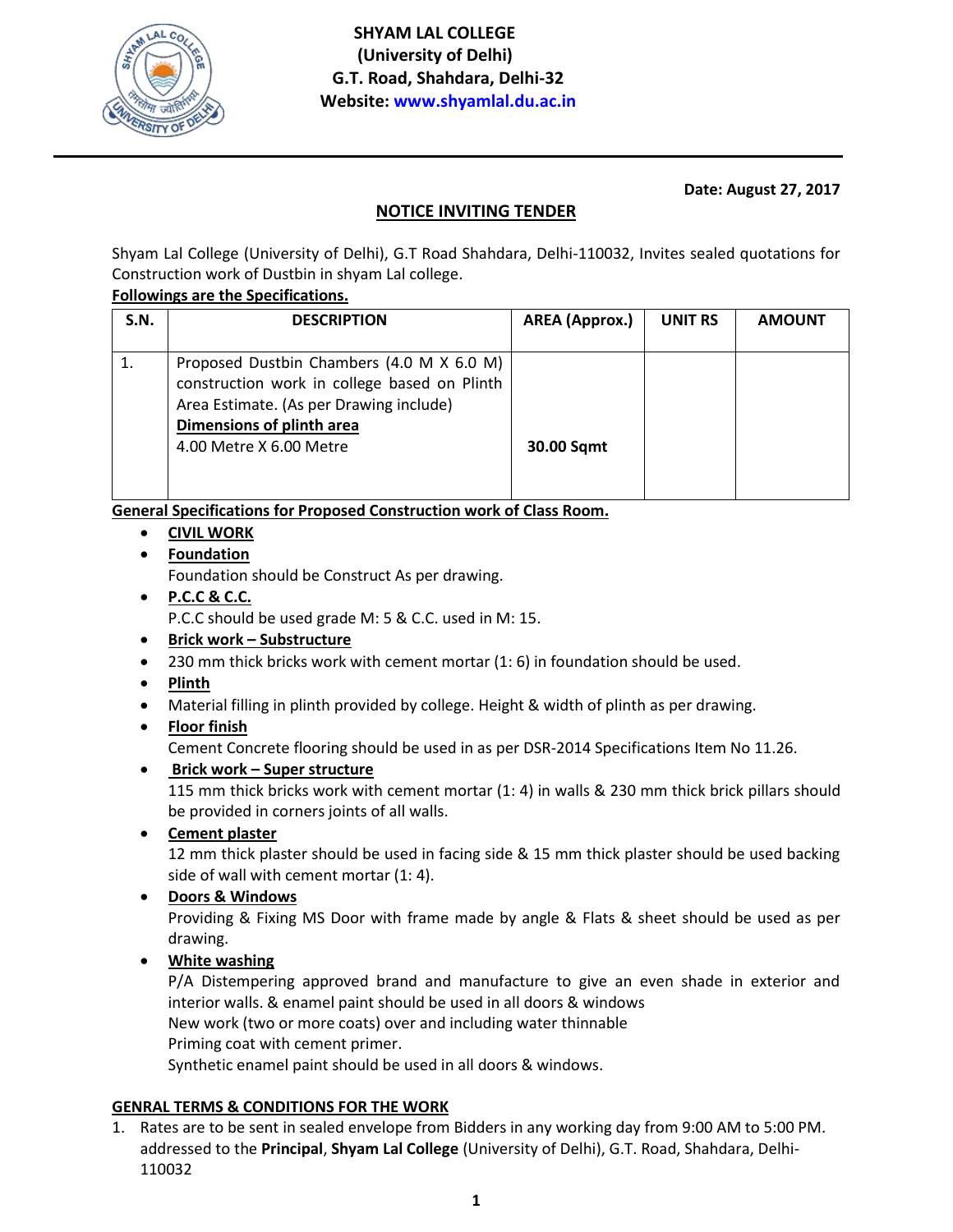# SHYAM LAL COLLEGE
## (University of Delhi)
## G.T. Road, Shahdara, Delhi-32
**Website: www.shyamlal.du.ac.in**

**Date: August 27, 2017**

## NOTICE INVITING TENDER

Shyam Lal College (University of Delhi), G.T Road Shahdara, Delhi-110032, Invites sealed quotations for Construction work of Dustbin in shyam Lal college.

**Followings are the Specifications.**

| S.N. | DESCRIPTION | AREA (Approx.) | UNIT RS | AMOUNT |
|---|---|---|---|---|
| 1. | Proposed Dustbin Chambers (4.0 M X 6.0 M) construction work in college based on Plinth Area Estimate. (As per Drawing include) **Dimensions of plinth area** 4.00 Metre X 6.00 Metre | **30.00 Sqmt** | | |

**General Specifications for Proposed Construction work of Class Room.**

- **CIVIL WORK**
- **Foundation**
  Foundation should be Construct As per drawing.
- **P.C.C & C.C.**
  P.C.C should be used grade M: 5 & C.C. used in M: 15.
- **Brick work – Substructure**
- 230 mm thick bricks work with cement mortar (1: 6) in foundation should be used.
- **Plinth**
- Material filling in plinth provided by college. Height & width of plinth as per drawing.
- **Floor finish**
  Cement Concrete flooring should be used in as per DSR-2014 Specifications Item No 11.26.
- **Brick work – Super structure**
  115 mm thick bricks work with cement mortar (1: 4) in walls & 230 mm thick brick pillars should be provided in corners joints of all walls.
- **Cement plaster**
  12 mm thick plaster should be used in facing side & 15 mm thick plaster should be used backing side of wall with cement mortar (1: 4).
- **Doors & Windows**
  Providing & Fixing MS Door with frame made by angle & Flats & sheet should be used as per drawing.
- **White washing**
  P/A Distempering approved brand and manufacture to give an even shade in exterior and interior walls. & enamel paint should be used in all doors & windows
  New work (two or more coats) over and including water thinnable
  Priming coat with cement primer.
  Synthetic enamel paint should be used in all doors & windows.

**GENRAL TERMS & CONDITIONS FOR THE WORK**

1. Rates are to be sent in sealed envelope from Bidders in any working day from 9:00 AM to 5:00 PM. addressed to the **Principal**, **Shyam Lal College** (University of Delhi), G.T. Road, Shahdara, Delhi-110032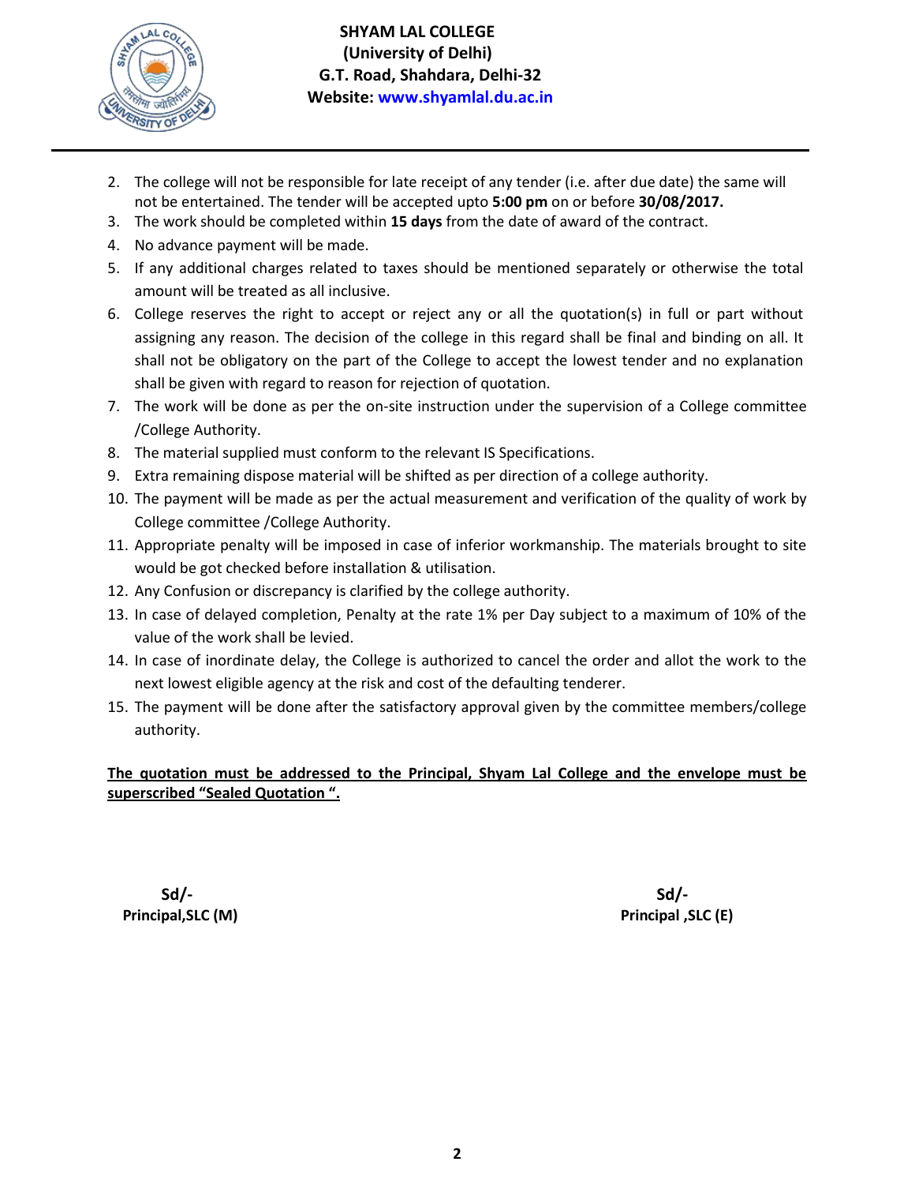**SHYAM LAL COLLEGE**
**(University of Delhi)**
**G.T. Road, Shahdara, Delhi-32**
**Website: www.shyamlal.du.ac.in**

2. The college will not be responsible for late receipt of any tender (i.e. after due date) the same will not be entertained. The tender will be accepted upto **5:00 pm** on or before **30/08/2017.**
3. The work should be completed within **15 days** from the date of award of the contract.
4. No advance payment will be made.
5. If any additional charges related to taxes should be mentioned separately or otherwise the total amount will be treated as all inclusive.
6. College reserves the right to accept or reject any or all the quotation(s) in full or part without assigning any reason. The decision of the college in this regard shall be final and binding on all. It shall not be obligatory on the part of the College to accept the lowest tender and no explanation shall be given with regard to reason for rejection of quotation.
7. The work will be done as per the on-site instruction under the supervision of a College committee /College Authority.
8. The material supplied must conform to the relevant IS Specifications.
9. Extra remaining dispose material will be shifted as per direction of a college authority.
10. The payment will be made as per the actual measurement and verification of the quality of work by College committee /College Authority.
11. Appropriate penalty will be imposed in case of inferior workmanship. The materials brought to site would be got checked before installation & utilisation.
12. Any Confusion or discrepancy is clarified by the college authority.
13. In case of delayed completion, Penalty at the rate 1% per Day subject to a maximum of 10% of the value of the work shall be levied.
14. In case of inordinate delay, the College is authorized to cancel the order and allot the work to the next lowest eligible agency at the risk and cost of the defaulting tenderer.
15. The payment will be done after the satisfactory approval given by the committee members/college authority.

**The quotation must be addressed to the Principal, Shyam Lal College and the envelope must be superscribed "Sealed Quotation ".**

**Sd/-**
**Principal,SLC (M)**

**Sd/-**
**Principal ,SLC (E)**